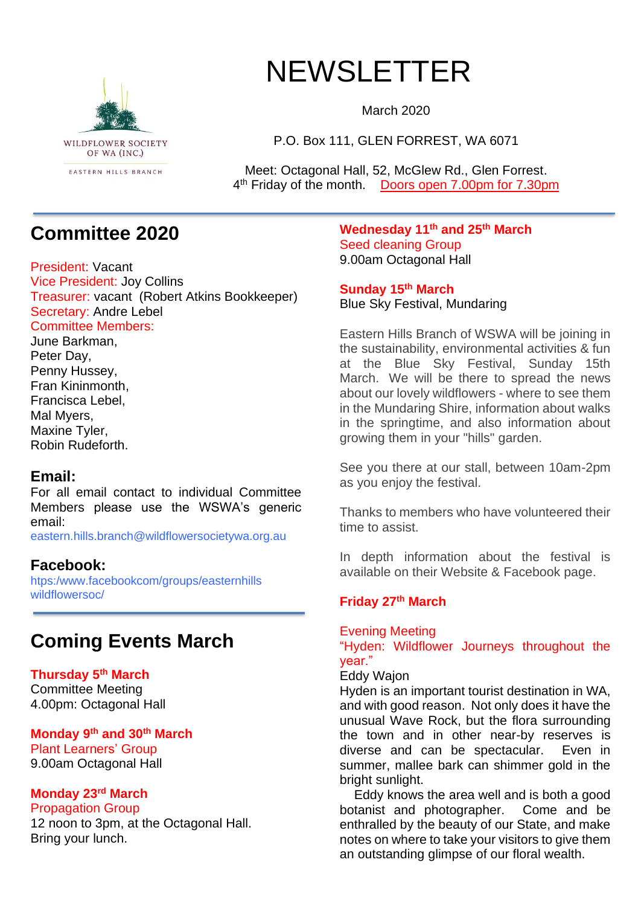WILDFLOWER SOCIETY OF WA (INC.)

EASTERN HILLS BRANCH

# NEWSLETTER

March 2020

P.O. Box 111, GLEN FORREST, WA 6071

Meet: Octagonal Hall, 52, McGlew Rd., Glen Forrest.
4th Friday of the month. Doors open 7.00pm for 7.30pm

## Committee 2020

President: Vacant
Vice President: Joy Collins
Treasurer: vacant (Robert Atkins Bookkeeper)
Secretary: Andre Lebel
Committee Members:
June Barkman,
Peter Day,
Penny Hussey,
Fran Kininmonth,
Francisca Lebel,
Mal Myers,
Maxine Tyler,
Robin Rudeforth.

### Email:

For all email contact to individual Committee Members please use the WSWA's generic email:
eastern.hills.branch@wildflowersocietywa.org.au

### Facebook:

htps:/www.facebookcom/groups/easternhills wildflowersoc/

## Coming Events March

**Thursday 5th March**
Committee Meeting
4.00pm: Octagonal Hall

**Monday 9th and 30th March**
Plant Learners' Group
9.00am Octagonal Hall

**Monday 23rd March**
Propagation Group
12 noon to 3pm, at the Octagonal Hall.
Bring your lunch.

**Wednesday 11th and 25th March**
Seed cleaning Group
9.00am Octagonal Hall

**Sunday 15th March**
Blue Sky Festival, Mundaring

Eastern Hills Branch of WSWA will be joining in the sustainability, environmental activities & fun at the Blue Sky Festival, Sunday 15th March. We will be there to spread the news about our lovely wildflowers - where to see them in the Mundaring Shire, information about walks in the springtime, and also information about growing them in your "hills" garden.

See you there at our stall, between 10am-2pm as you enjoy the festival.

Thanks to members who have volunteered their time to assist.

In depth information about the festival is available on their Website & Facebook page.

**Friday 27th March**

Evening Meeting
"Hyden: Wildflower Journeys throughout the year."
Eddy Wajon
Hyden is an important tourist destination in WA, and with good reason. Not only does it have the unusual Wave Rock, but the flora surrounding the town and in other near-by reserves is diverse and can be spectacular. Even in summer, mallee bark can shimmer gold in the bright sunlight.

Eddy knows the area well and is both a good botanist and photographer. Come and be enthralled by the beauty of our State, and make notes on where to take your visitors to give them an outstanding glimpse of our floral wealth.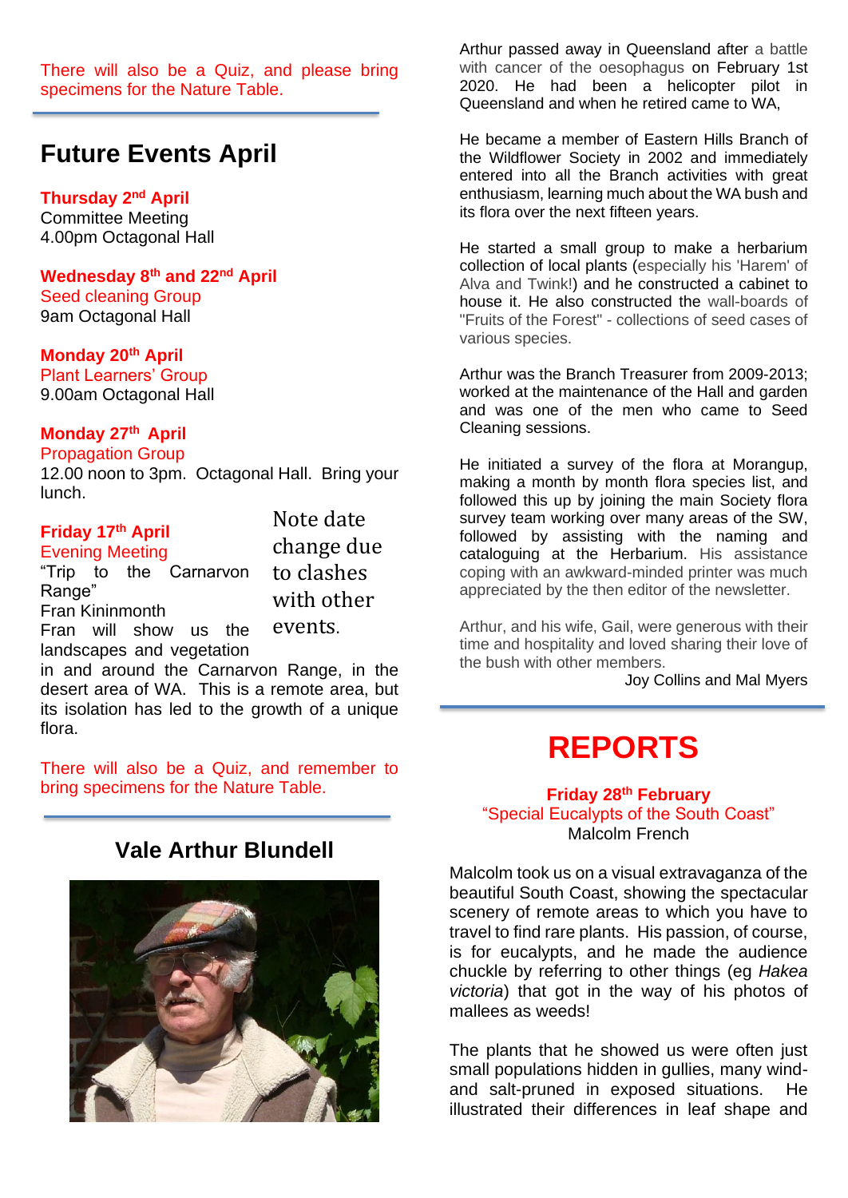There will also be a Quiz, and please bring specimens for the Nature Table.

# Future Events April

**Thursday 2nd April**
Committee Meeting
4.00pm Octagonal Hall

**Wednesday 8th and 22nd April**
Seed cleaning Group
9am Octagonal Hall

**Monday 20th April**
Plant Learners' Group
9.00am Octagonal Hall

**Monday 27th April**
Propagation Group
12.00 noon to 3pm. Octagonal Hall. Bring your lunch.

**Friday 17th April**
Evening Meeting
"Trip to the Carnarvon Range"
Fran Kininmonth

Note date change due to clashes with other events.

Fran will show us the landscapes and vegetation in and around the Carnarvon Range, in the desert area of WA. This is a remote area, but its isolation has led to the growth of a unique flora.

There will also be a Quiz, and remember to bring specimens for the Nature Table.

## Vale Arthur Blundell

Arthur passed away in Queensland after a battle with cancer of the oesophagus on February 1st 2020. He had been a helicopter pilot in Queensland and when he retired came to WA,

He became a member of Eastern Hills Branch of the Wildflower Society in 2002 and immediately entered into all the Branch activities with great enthusiasm, learning much about the WA bush and its flora over the next fifteen years.

He started a small group to make a herbarium collection of local plants (especially his 'Harem' of Alva and Twink!) and he constructed a cabinet to house it. He also constructed the wall-boards of "Fruits of the Forest" - collections of seed cases of various species.

Arthur was the Branch Treasurer from 2009-2013; worked at the maintenance of the Hall and garden and was one of the men who came to Seed Cleaning sessions.

He initiated a survey of the flora at Morangup, making a month by month flora species list, and followed this up by joining the main Society flora survey team working over many areas of the SW, followed by assisting with the naming and cataloguing at the Herbarium. His assistance coping with an awkward-minded printer was much appreciated by the then editor of the newsletter.

Arthur, and his wife, Gail, were generous with their time and hospitality and loved sharing their love of the bush with other members.

Joy Collins and Mal Myers

# REPORTS

**Friday 28th February**
"Special Eucalypts of the South Coast"
Malcolm French

Malcolm took us on a visual extravaganza of the beautiful South Coast, showing the spectacular scenery of remote areas to which you have to travel to find rare plants. His passion, of course, is for eucalypts, and he made the audience chuckle by referring to other things (eg *Hakea victoria*) that got in the way of his photos of mallees as weeds!

The plants that he showed us were often just small populations hidden in gullies, many wind- and salt-pruned in exposed situations. He illustrated their differences in leaf shape and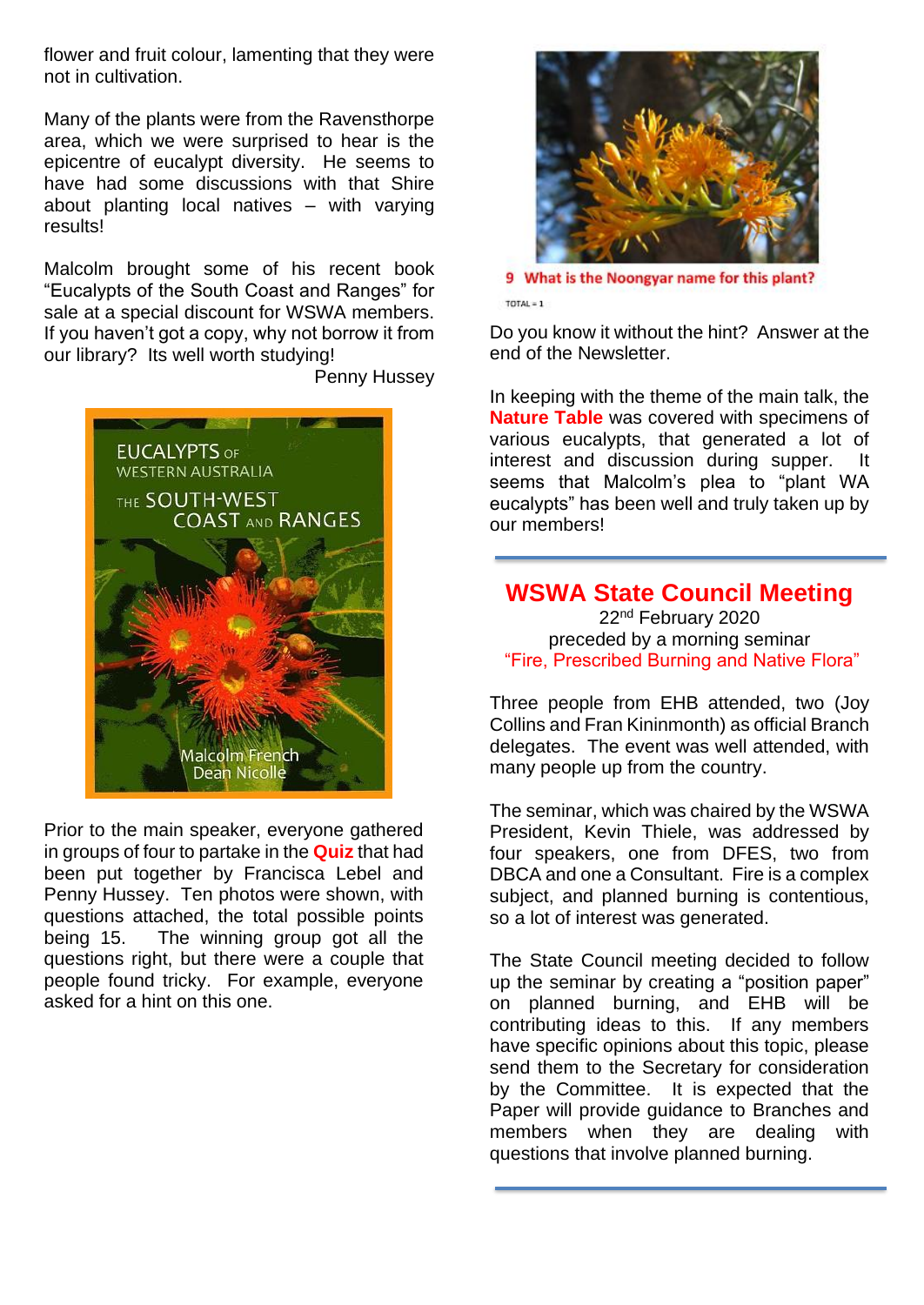flower and fruit colour, lamenting that they were not in cultivation.

Many of the plants were from the Ravensthorpe area, which we were surprised to hear is the epicentre of eucalypt diversity. He seems to have had some discussions with that Shire about planting local natives – with varying results!

Malcolm brought some of his recent book "Eucalypts of the South Coast and Ranges" for sale at a special discount for WSWA members. If you haven't got a copy, why not borrow it from our library? Its well worth studying!

Penny Hussey

Prior to the main speaker, everyone gathered in groups of four to partake in the **Quiz** that had been put together by Francisca Lebel and Penny Hussey. Ten photos were shown, with questions attached, the total possible points being 15. The winning group got all the questions right, but there were a couple that people found tricky. For example, everyone asked for a hint on this one.

9 What is the Noongyar name for this plant?

TOTAL = 1

Do you know it without the hint? Answer at the end of the Newsletter.

In keeping with the theme of the main talk, the **Nature Table** was covered with specimens of various eucalypts, that generated a lot of interest and discussion during supper. It seems that Malcolm's plea to "plant WA eucalypts" has been well and truly taken up by our members!

## WSWA State Council Meeting

22nd February 2020
preceded by a morning seminar
"Fire, Prescribed Burning and Native Flora"

Three people from EHB attended, two (Joy Collins and Fran Kininmonth) as official Branch delegates. The event was well attended, with many people up from the country.

The seminar, which was chaired by the WSWA President, Kevin Thiele, was addressed by four speakers, one from DFES, two from DBCA and one a Consultant. Fire is a complex subject, and planned burning is contentious, so a lot of interest was generated.

The State Council meeting decided to follow up the seminar by creating a "position paper" on planned burning, and EHB will be contributing ideas to this. If any members have specific opinions about this topic, please send them to the Secretary for consideration by the Committee. It is expected that the Paper will provide guidance to Branches and members when they are dealing with questions that involve planned burning.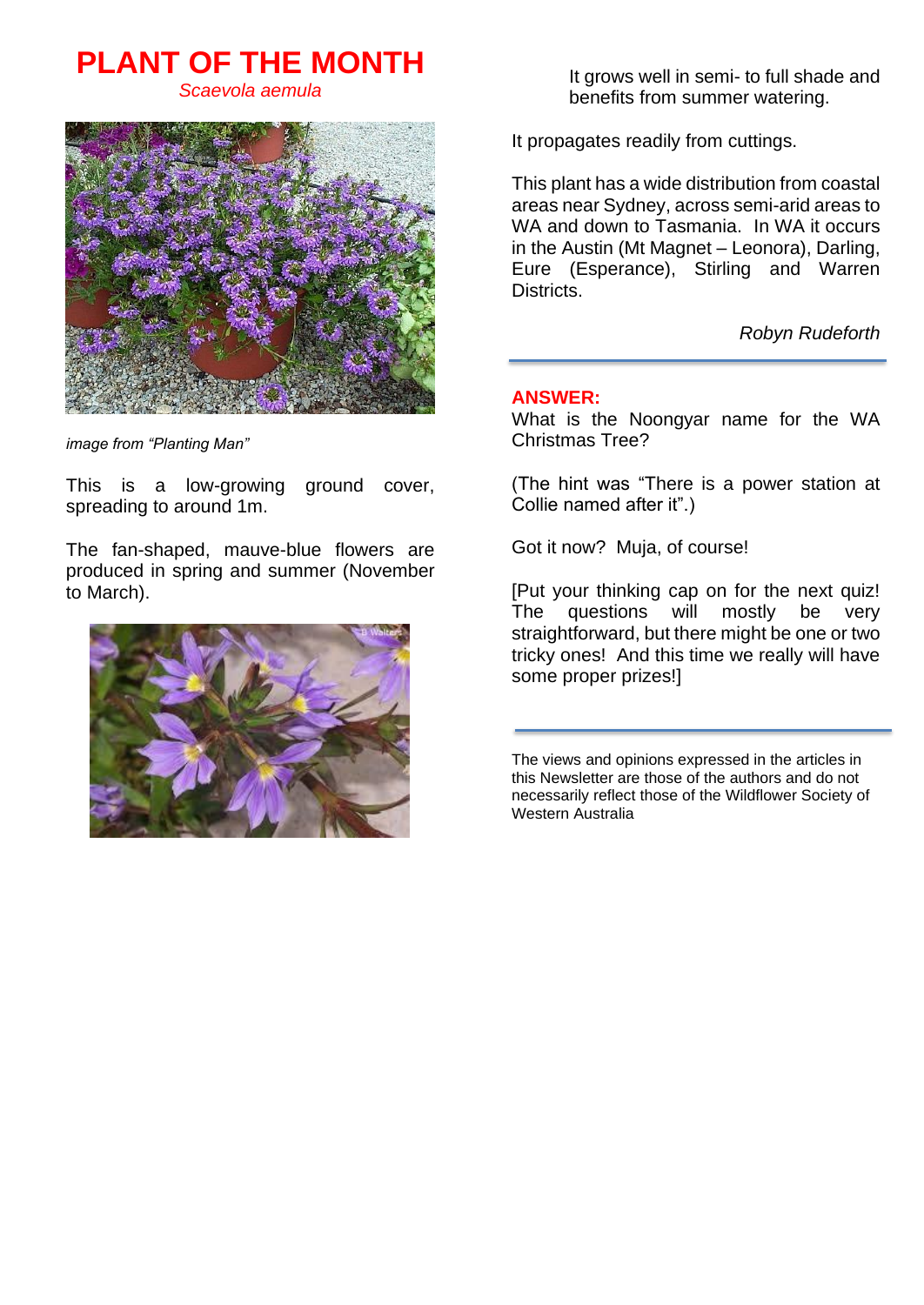# PLANT OF THE MONTH

*Scaevola aemula*

*image from "Planting Man"*

This is a low-growing ground cover, spreading to around 1m.

The fan-shaped, mauve-blue flowers are produced in spring and summer (November to March).

It grows well in semi- to full shade and benefits from summer watering.

It propagates readily from cuttings.

This plant has a wide distribution from coastal areas near Sydney, across semi-arid areas to WA and down to Tasmania. In WA it occurs in the Austin (Mt Magnet – Leonora), Darling, Eure (Esperance), Stirling and Warren Districts.

*Robyn Rudeforth*

---

**ANSWER:**

What is the Noongyar name for the WA Christmas Tree?

(The hint was "There is a power station at Collie named after it".)

Got it now? Muja, of course!

[Put your thinking cap on for the next quiz! The questions will mostly be very straightforward, but there might be one or two tricky ones! And this time we really will have some proper prizes!]

---

The views and opinions expressed in the articles in this Newsletter are those of the authors and do not necessarily reflect those of the Wildflower Society of Western Australia